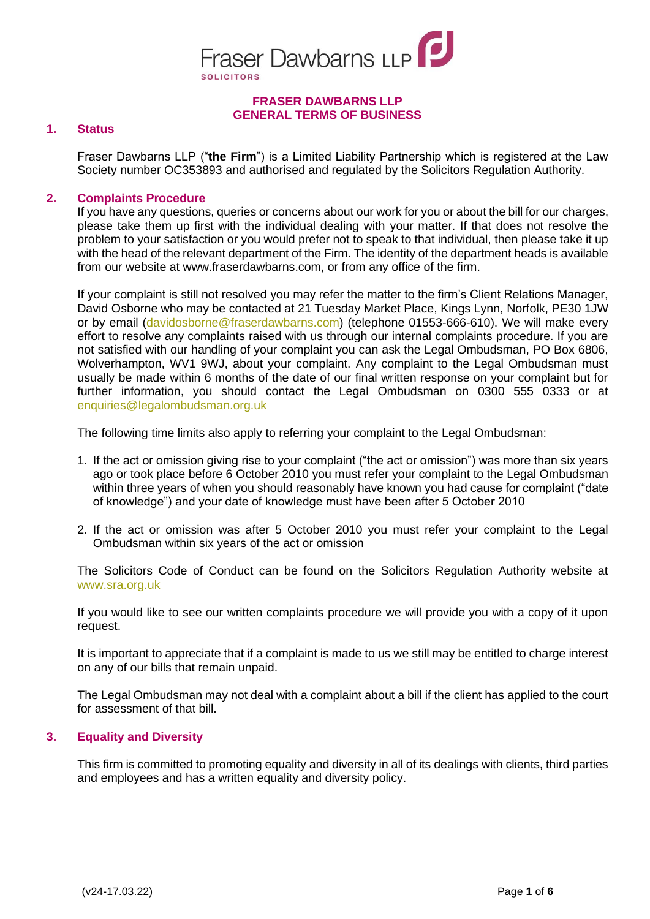# FRASER DAWBARNS LLP
# GENERAL TERMS OF BUSINESS

## 1. Status

Fraser Dawbarns LLP ("**the Firm**") is a Limited Liability Partnership which is registered at the Law Society number OC353893 and authorised and regulated by the Solicitors Regulation Authority.

## 2. Complaints Procedure

If you have any questions, queries or concerns about our work for you or about the bill for our charges, please take them up first with the individual dealing with your matter. If that does not resolve the problem to your satisfaction or you would prefer not to speak to that individual, then please take it up with the head of the relevant department of the Firm. The identity of the department heads is available from our website at www.fraserdawbarns.com, or from any office of the firm.

If your complaint is still not resolved you may refer the matter to the firm's Client Relations Manager, David Osborne who may be contacted at 21 Tuesday Market Place, Kings Lynn, Norfolk, PE30 1JW or by email (davidosborne@fraserdawbarns.com) (telephone 01553-666-610). We will make every effort to resolve any complaints raised with us through our internal complaints procedure. If you are not satisfied with our handling of your complaint you can ask the Legal Ombudsman, PO Box 6806, Wolverhampton, WV1 9WJ, about your complaint. Any complaint to the Legal Ombudsman must usually be made within 6 months of the date of our final written response on your complaint but for further information, you should contact the Legal Ombudsman on 0300 555 0333 or at enquiries@legalombudsman.org.uk

The following time limits also apply to referring your complaint to the Legal Ombudsman:

1. If the act or omission giving rise to your complaint ("the act or omission") was more than six years ago or took place before 6 October 2010 you must refer your complaint to the Legal Ombudsman within three years of when you should reasonably have known you had cause for complaint ("date of knowledge") and your date of knowledge must have been after 5 October 2010
2. If the act or omission was after 5 October 2010 you must refer your complaint to the Legal Ombudsman within six years of the act or omission

The Solicitors Code of Conduct can be found on the Solicitors Regulation Authority website at www.sra.org.uk

If you would like to see our written complaints procedure we will provide you with a copy of it upon request.

It is important to appreciate that if a complaint is made to us we still may be entitled to charge interest on any of our bills that remain unpaid.

The Legal Ombudsman may not deal with a complaint about a bill if the client has applied to the court for assessment of that bill.

## 3. Equality and Diversity

This firm is committed to promoting equality and diversity in all of its dealings with clients, third parties and employees and has a written equality and diversity policy.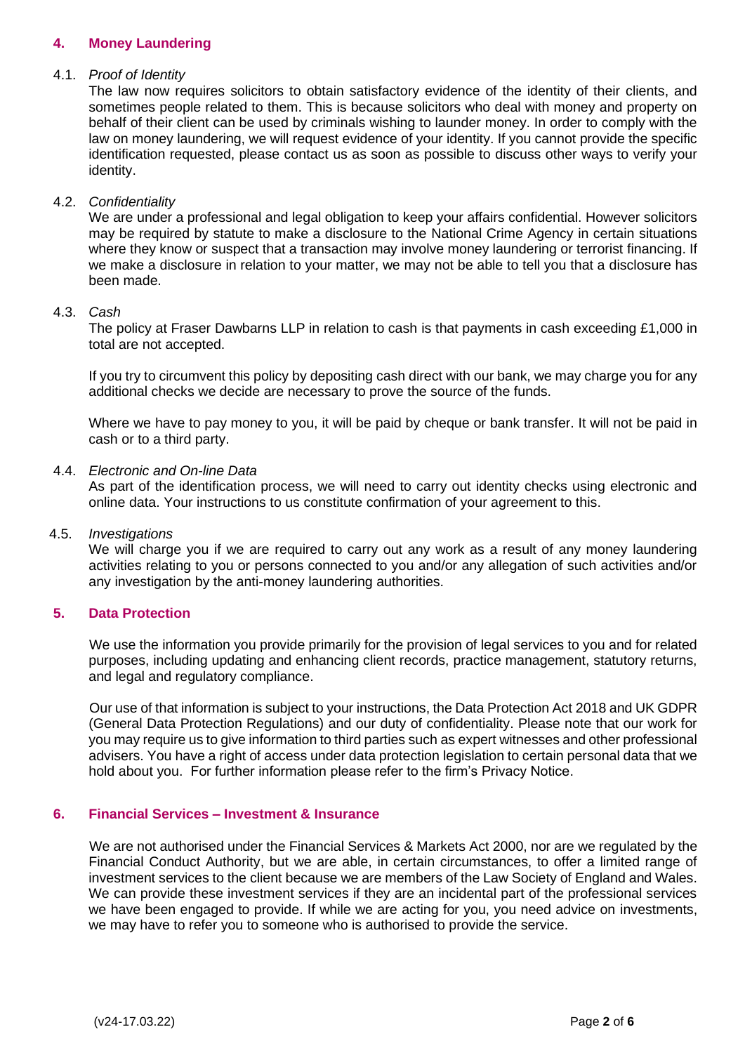## 4. Money Laundering

4.1. *Proof of Identity*

The law now requires solicitors to obtain satisfactory evidence of the identity of their clients, and sometimes people related to them. This is because solicitors who deal with money and property on behalf of their client can be used by criminals wishing to launder money. In order to comply with the law on money laundering, we will request evidence of your identity. If you cannot provide the specific identification requested, please contact us as soon as possible to discuss other ways to verify your identity.

4.2. *Confidentiality*

We are under a professional and legal obligation to keep your affairs confidential. However solicitors may be required by statute to make a disclosure to the National Crime Agency in certain situations where they know or suspect that a transaction may involve money laundering or terrorist financing. If we make a disclosure in relation to your matter, we may not be able to tell you that a disclosure has been made.

4.3. *Cash*

The policy at Fraser Dawbarns LLP in relation to cash is that payments in cash exceeding £1,000 in total are not accepted.

If you try to circumvent this policy by depositing cash direct with our bank, we may charge you for any additional checks we decide are necessary to prove the source of the funds.

Where we have to pay money to you, it will be paid by cheque or bank transfer. It will not be paid in cash or to a third party.

4.4. *Electronic and On-line Data*

As part of the identification process, we will need to carry out identity checks using electronic and online data. Your instructions to us constitute confirmation of your agreement to this.

4.5. *Investigations*

We will charge you if we are required to carry out any work as a result of any money laundering activities relating to you or persons connected to you and/or any allegation of such activities and/or any investigation by the anti-money laundering authorities.

## 5. Data Protection

We use the information you provide primarily for the provision of legal services to you and for related purposes, including updating and enhancing client records, practice management, statutory returns, and legal and regulatory compliance.

Our use of that information is subject to your instructions, the Data Protection Act 2018 and UK GDPR (General Data Protection Regulations) and our duty of confidentiality. Please note that our work for you may require us to give information to third parties such as expert witnesses and other professional advisers. You have a right of access under data protection legislation to certain personal data that we hold about you. For further information please refer to the firm's Privacy Notice.

## 6. Financial Services – Investment & Insurance

We are not authorised under the Financial Services & Markets Act 2000, nor are we regulated by the Financial Conduct Authority, but we are able, in certain circumstances, to offer a limited range of investment services to the client because we are members of the Law Society of England and Wales. We can provide these investment services if they are an incidental part of the professional services we have been engaged to provide. If while we are acting for you, you need advice on investments, we may have to refer you to someone who is authorised to provide the service.

(v24-17.03.22)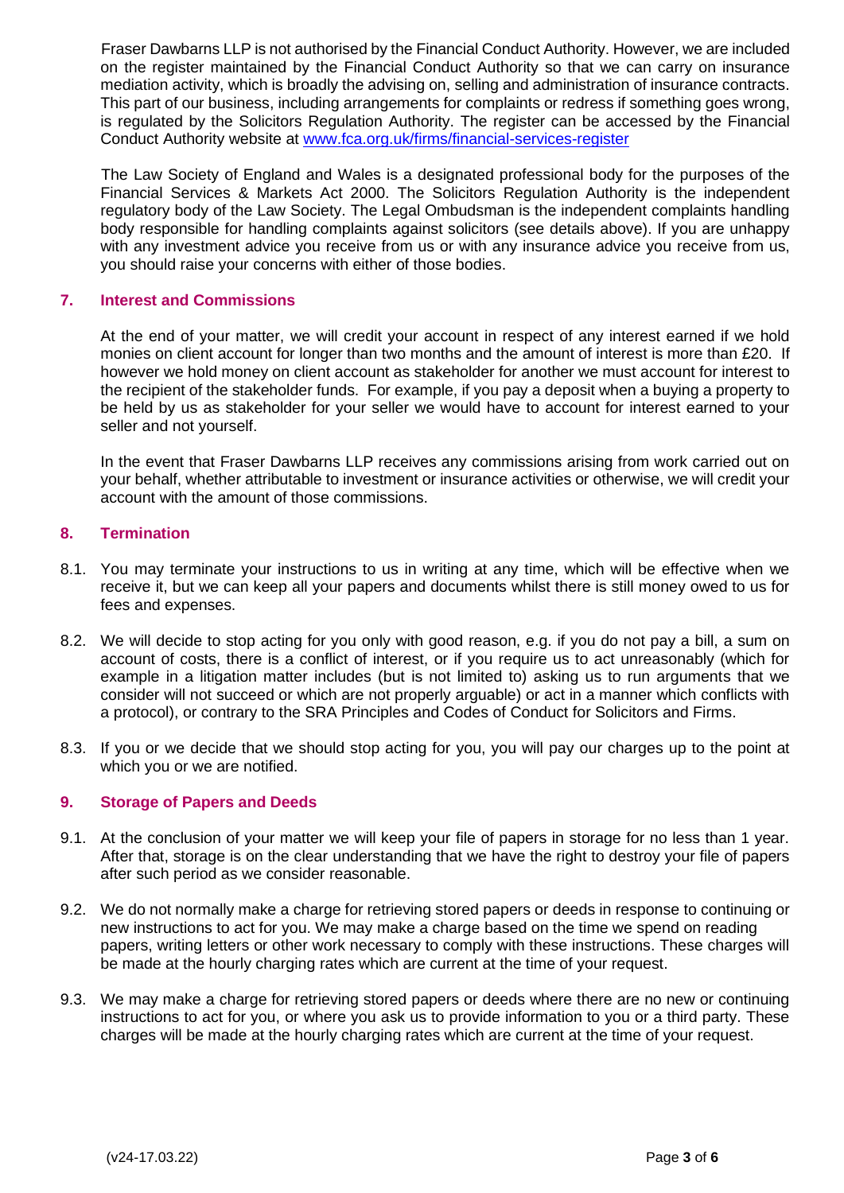Fraser Dawbarns LLP is not authorised by the Financial Conduct Authority. However, we are included on the register maintained by the Financial Conduct Authority so that we can carry on insurance mediation activity, which is broadly the advising on, selling and administration of insurance contracts. This part of our business, including arrangements for complaints or redress if something goes wrong, is regulated by the Solicitors Regulation Authority. The register can be accessed by the Financial Conduct Authority website at [www.fca.org.uk/firms/financial-services-register](http://www.fca.org.uk/firms/financial-services-register)

The Law Society of England and Wales is a designated professional body for the purposes of the Financial Services & Markets Act 2000. The Solicitors Regulation Authority is the independent regulatory body of the Law Society. The Legal Ombudsman is the independent complaints handling body responsible for handling complaints against solicitors (see details above). If you are unhappy with any investment advice you receive from us or with any insurance advice you receive from us, you should raise your concerns with either of those bodies.

## 7. Interest and Commissions

At the end of your matter, we will credit your account in respect of any interest earned if we hold monies on client account for longer than two months and the amount of interest is more than £20. If however we hold money on client account as stakeholder for another we must account for interest to the recipient of the stakeholder funds. For example, if you pay a deposit when a buying a property to be held by us as stakeholder for your seller we would have to account for interest earned to your seller and not yourself.

In the event that Fraser Dawbarns LLP receives any commissions arising from work carried out on your behalf, whether attributable to investment or insurance activities or otherwise, we will credit your account with the amount of those commissions.

## 8. Termination

8.1. You may terminate your instructions to us in writing at any time, which will be effective when we receive it, but we can keep all your papers and documents whilst there is still money owed to us for fees and expenses.

8.2. We will decide to stop acting for you only with good reason, e.g. if you do not pay a bill, a sum on account of costs, there is a conflict of interest, or if you require us to act unreasonably (which for example in a litigation matter includes (but is not limited to) asking us to run arguments that we consider will not succeed or which are not properly arguable) or act in a manner which conflicts with a protocol), or contrary to the SRA Principles and Codes of Conduct for Solicitors and Firms.

8.3. If you or we decide that we should stop acting for you, you will pay our charges up to the point at which you or we are notified.

## 9. Storage of Papers and Deeds

9.1. At the conclusion of your matter we will keep your file of papers in storage for no less than 1 year. After that, storage is on the clear understanding that we have the right to destroy your file of papers after such period as we consider reasonable.

9.2. We do not normally make a charge for retrieving stored papers or deeds in response to continuing or new instructions to act for you. We may make a charge based on the time we spend on reading papers, writing letters or other work necessary to comply with these instructions. These charges will be made at the hourly charging rates which are current at the time of your request.

9.3. We may make a charge for retrieving stored papers or deeds where there are no new or continuing instructions to act for you, or where you ask us to provide information to you or a third party. These charges will be made at the hourly charging rates which are current at the time of your request.

(v24-17.03.22)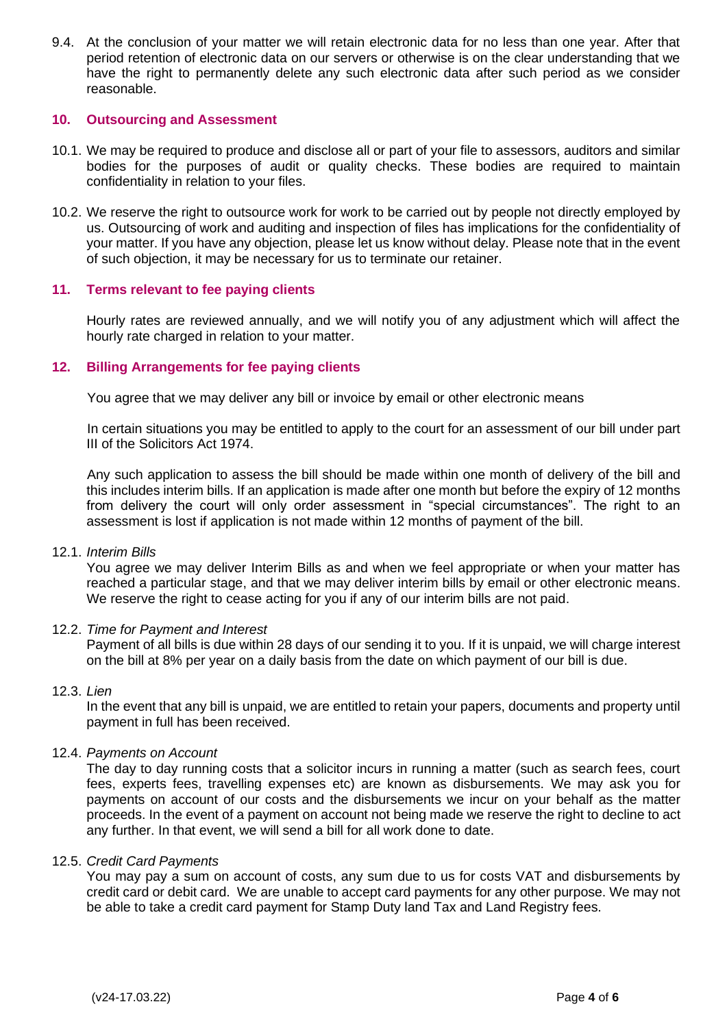9.4. At the conclusion of your matter we will retain electronic data for no less than one year. After that period retention of electronic data on our servers or otherwise is on the clear understanding that we have the right to permanently delete any such electronic data after such period as we consider reasonable.

## 10. Outsourcing and Assessment

10.1. We may be required to produce and disclose all or part of your file to assessors, auditors and similar bodies for the purposes of audit or quality checks. These bodies are required to maintain confidentiality in relation to your files.

10.2. We reserve the right to outsource work for work to be carried out by people not directly employed by us. Outsourcing of work and auditing and inspection of files has implications for the confidentiality of your matter. If you have any objection, please let us know without delay. Please note that in the event of such objection, it may be necessary for us to terminate our retainer.

## 11. Terms relevant to fee paying clients

Hourly rates are reviewed annually, and we will notify you of any adjustment which will affect the hourly rate charged in relation to your matter.

## 12. Billing Arrangements for fee paying clients

You agree that we may deliver any bill or invoice by email or other electronic means

In certain situations you may be entitled to apply to the court for an assessment of our bill under part III of the Solicitors Act 1974.

Any such application to assess the bill should be made within one month of delivery of the bill and this includes interim bills. If an application is made after one month but before the expiry of 12 months from delivery the court will only order assessment in "special circumstances". The right to an assessment is lost if application is not made within 12 months of payment of the bill.

12.1. *Interim Bills*

You agree we may deliver Interim Bills as and when we feel appropriate or when your matter has reached a particular stage, and that we may deliver interim bills by email or other electronic means. We reserve the right to cease acting for you if any of our interim bills are not paid.

12.2. *Time for Payment and Interest*

Payment of all bills is due within 28 days of our sending it to you. If it is unpaid, we will charge interest on the bill at 8% per year on a daily basis from the date on which payment of our bill is due.

12.3. *Lien*

In the event that any bill is unpaid, we are entitled to retain your papers, documents and property until payment in full has been received.

12.4. *Payments on Account*

The day to day running costs that a solicitor incurs in running a matter (such as search fees, court fees, experts fees, travelling expenses etc) are known as disbursements. We may ask you for payments on account of our costs and the disbursements we incur on your behalf as the matter proceeds. In the event of a payment on account not being made we reserve the right to decline to act any further. In that event, we will send a bill for all work done to date.

12.5. *Credit Card Payments*

You may pay a sum on account of costs, any sum due to us for costs VAT and disbursements by credit card or debit card. We are unable to accept card payments for any other purpose. We may not be able to take a credit card payment for Stamp Duty land Tax and Land Registry fees.

(v24-17.03.22)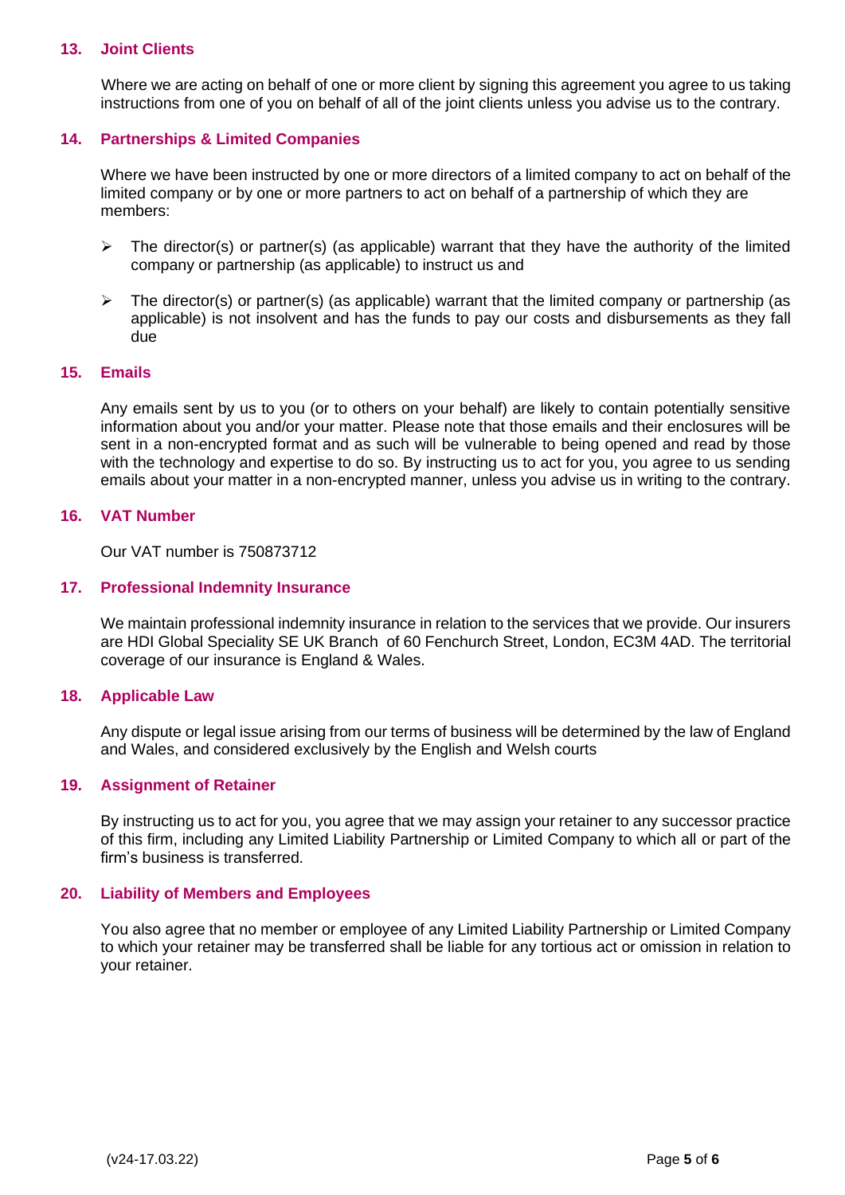## 13. Joint Clients

Where we are acting on behalf of one or more client by signing this agreement you agree to us taking instructions from one of you on behalf of all of the joint clients unless you advise us to the contrary.

## 14. Partnerships & Limited Companies

Where we have been instructed by one or more directors of a limited company to act on behalf of the limited company or by one or more partners to act on behalf of a partnership of which they are members:

- The director(s) or partner(s) (as applicable) warrant that they have the authority of the limited company or partnership (as applicable) to instruct us and
- The director(s) or partner(s) (as applicable) warrant that the limited company or partnership (as applicable) is not insolvent and has the funds to pay our costs and disbursements as they fall due

## 15. Emails

Any emails sent by us to you (or to others on your behalf) are likely to contain potentially sensitive information about you and/or your matter. Please note that those emails and their enclosures will be sent in a non-encrypted format and as such will be vulnerable to being opened and read by those with the technology and expertise to do so. By instructing us to act for you, you agree to us sending emails about your matter in a non-encrypted manner, unless you advise us in writing to the contrary.

## 16. VAT Number

Our VAT number is 750873712

## 17. Professional Indemnity Insurance

We maintain professional indemnity insurance in relation to the services that we provide. Our insurers are HDI Global Speciality SE UK Branch of 60 Fenchurch Street, London, EC3M 4AD. The territorial coverage of our insurance is England & Wales.

## 18. Applicable Law

Any dispute or legal issue arising from our terms of business will be determined by the law of England and Wales, and considered exclusively by the English and Welsh courts

## 19. Assignment of Retainer

By instructing us to act for you, you agree that we may assign your retainer to any successor practice of this firm, including any Limited Liability Partnership or Limited Company to which all or part of the firm's business is transferred.

## 20. Liability of Members and Employees

You also agree that no member or employee of any Limited Liability Partnership or Limited Company to which your retainer may be transferred shall be liable for any tortious act or omission in relation to your retainer.

(v24-17.03.22)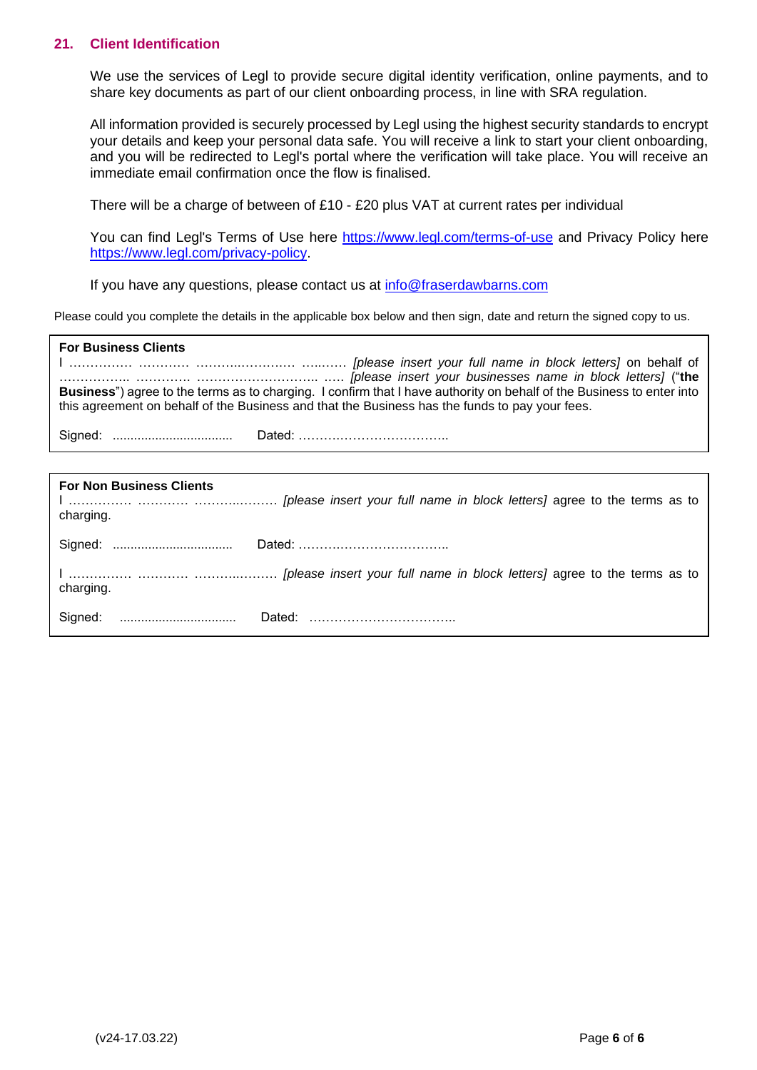## 21. Client Identification

We use the services of Legl to provide secure digital identity verification, online payments, and to share key documents as part of our client onboarding process, in line with SRA regulation.

All information provided is securely processed by Legl using the highest security standards to encrypt your details and keep your personal data safe. You will receive a link to start your client onboarding, and you will be redirected to Legl's portal where the verification will take place. You will receive an immediate email confirmation once the flow is finalised.

There will be a charge of between £10 - £20 plus VAT at current rates per individual

You can find Legl's Terms of Use here https://www.legl.com/terms-of-use and Privacy Policy here https://www.legl.com/privacy-policy.

If you have any questions, please contact us at info@fraserdawbarns.com

Please could you complete the details in the applicable box below and then sign, date and return the signed copy to us.

**For Business Clients**

I …………… ……….. ……….…………. …..…… *[please insert your full name in block letters]* on behalf of …………….. …………. ……………………….. ….. *[please insert your businesses name in block letters]* ("**the Business**") agree to the terms as to charging. I confirm that I have authority on behalf of the Business to enter into this agreement on behalf of the Business and that the Business has the funds to pay your fees.

Signed: ................................. Dated: ………………………………..

**For Non Business Clients**

I …………… ………… ……………… *[please insert your full name in block letters]* agree to the terms as to charging.

Signed: ................................. Dated: ………………………………..

I …………… ………… ……………… *[please insert your full name in block letters]* agree to the terms as to charging.

Signed: ................................ Dated: ……………………………..